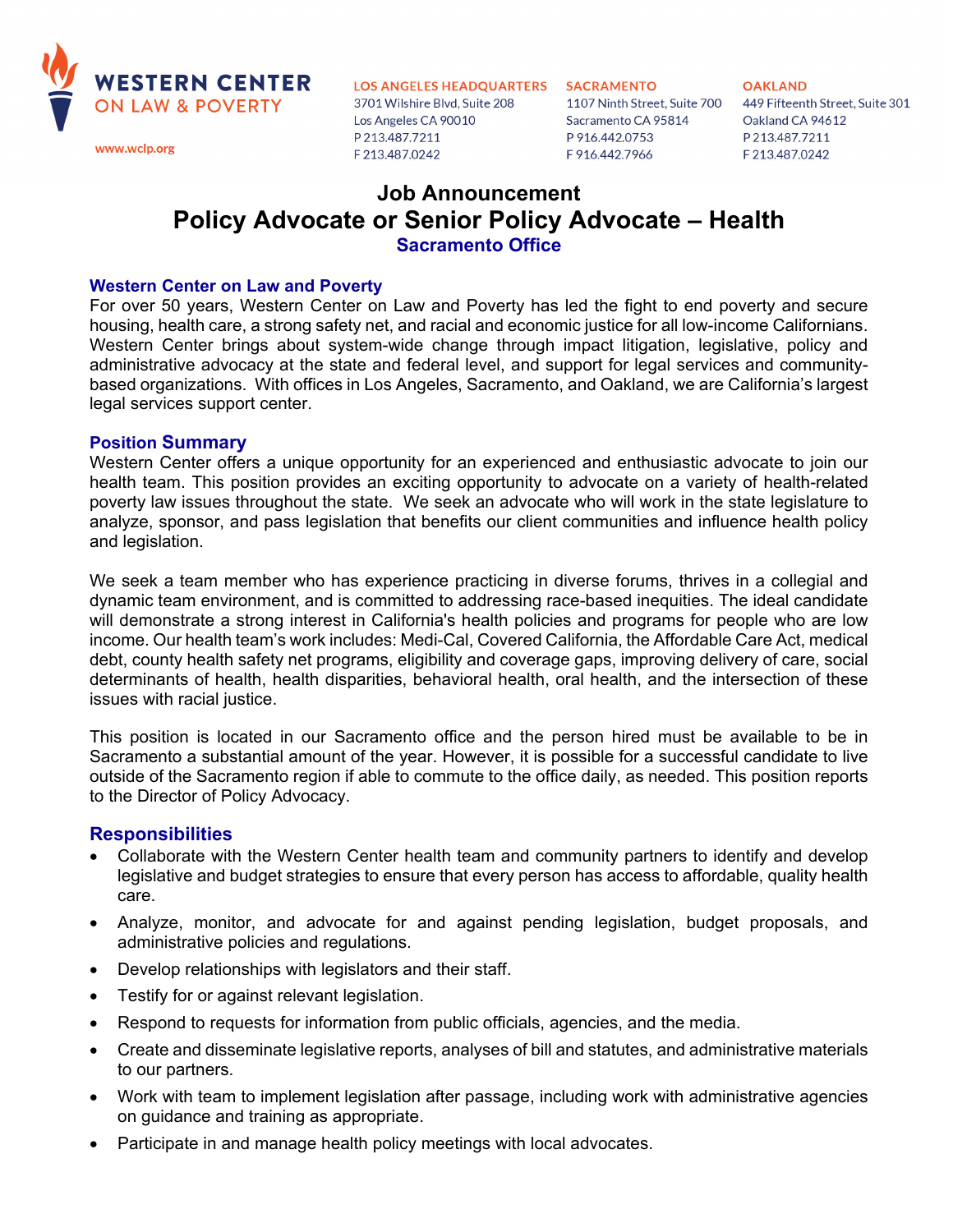**WESTERN CENTER ON LAW & POVERTY**

www.wclp.org

**LOS ANGELES HEADQUARTERS**
3701 Wilshire Blvd, Suite 208
Los Angeles CA 90010
P 213.487.7211
F 213.487.0242

**SACRAMENTO**
1107 Ninth Street, Suite 700
Sacramento CA 95814
P 916.442.0753
F 916.442.7966

**OAKLAND**
449 Fifteenth Street, Suite 301
Oakland CA 94612
P 213.487.7211
F 213.487.0242

# Job Announcement
# Policy Advocate or Senior Policy Advocate – Health
## Sacramento Office

### Western Center on Law and Poverty

For over 50 years, Western Center on Law and Poverty has led the fight to end poverty and secure housing, health care, a strong safety net, and racial and economic justice for all low-income Californians. Western Center brings about system-wide change through impact litigation, legislative, policy and administrative advocacy at the state and federal level, and support for legal services and community-based organizations. With offices in Los Angeles, Sacramento, and Oakland, we are California's largest legal services support center.

### Position Summary

Western Center offers a unique opportunity for an experienced and enthusiastic advocate to join our health team. This position provides an exciting opportunity to advocate on a variety of health-related poverty law issues throughout the state. We seek an advocate who will work in the state legislature to analyze, sponsor, and pass legislation that benefits our client communities and influence health policy and legislation.

We seek a team member who has experience practicing in diverse forums, thrives in a collegial and dynamic team environment, and is committed to addressing race-based inequities. The ideal candidate will demonstrate a strong interest in California's health policies and programs for people who are low income. Our health team's work includes: Medi-Cal, Covered California, the Affordable Care Act, medical debt, county health safety net programs, eligibility and coverage gaps, improving delivery of care, social determinants of health, health disparities, behavioral health, oral health, and the intersection of these issues with racial justice.

This position is located in our Sacramento office and the person hired must be available to be in Sacramento a substantial amount of the year. However, it is possible for a successful candidate to live outside of the Sacramento region if able to commute to the office daily, as needed. This position reports to the Director of Policy Advocacy.

### Responsibilities

- Collaborate with the Western Center health team and community partners to identify and develop legislative and budget strategies to ensure that every person has access to affordable, quality health care.
- Analyze, monitor, and advocate for and against pending legislation, budget proposals, and administrative policies and regulations.
- Develop relationships with legislators and their staff.
- Testify for or against relevant legislation.
- Respond to requests for information from public officials, agencies, and the media.
- Create and disseminate legislative reports, analyses of bill and statutes, and administrative materials to our partners.
- Work with team to implement legislation after passage, including work with administrative agencies on guidance and training as appropriate.
- Participate in and manage health policy meetings with local advocates.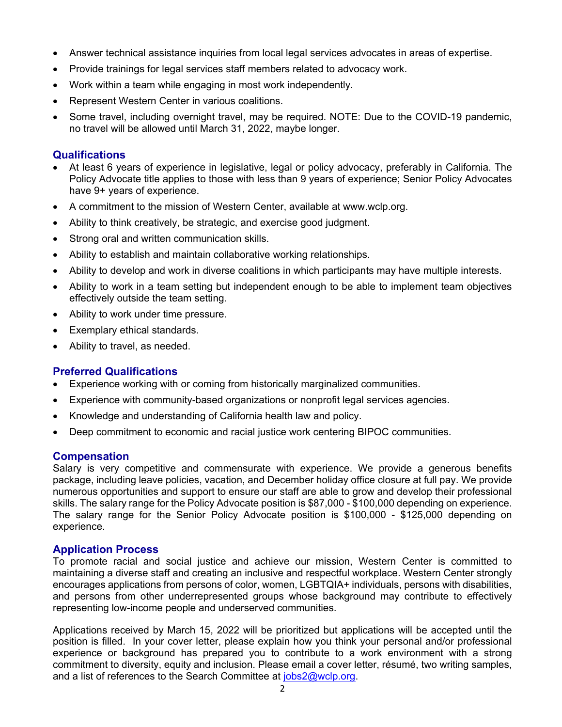- Answer technical assistance inquiries from local legal services advocates in areas of expertise.
- Provide trainings for legal services staff members related to advocacy work.
- Work within a team while engaging in most work independently.
- Represent Western Center in various coalitions.
- Some travel, including overnight travel, may be required. NOTE: Due to the COVID-19 pandemic, no travel will be allowed until March 31, 2022, maybe longer.

## Qualifications

- At least 6 years of experience in legislative, legal or policy advocacy, preferably in California. The Policy Advocate title applies to those with less than 9 years of experience; Senior Policy Advocates have 9+ years of experience.
- A commitment to the mission of Western Center, available at www.wclp.org.
- Ability to think creatively, be strategic, and exercise good judgment.
- Strong oral and written communication skills.
- Ability to establish and maintain collaborative working relationships.
- Ability to develop and work in diverse coalitions in which participants may have multiple interests.
- Ability to work in a team setting but independent enough to be able to implement team objectives effectively outside the team setting.
- Ability to work under time pressure.
- Exemplary ethical standards.
- Ability to travel, as needed.

## Preferred Qualifications

- Experience working with or coming from historically marginalized communities.
- Experience with community-based organizations or nonprofit legal services agencies.
- Knowledge and understanding of California health law and policy.
- Deep commitment to economic and racial justice work centering BIPOC communities.

## Compensation

Salary is very competitive and commensurate with experience. We provide a generous benefits package, including leave policies, vacation, and December holiday office closure at full pay. We provide numerous opportunities and support to ensure our staff are able to grow and develop their professional skills. The salary range for the Policy Advocate position is $87,000 - $100,000 depending on experience. The salary range for the Senior Policy Advocate position is $100,000 - $125,000 depending on experience.

## Application Process

To promote racial and social justice and achieve our mission, Western Center is committed to maintaining a diverse staff and creating an inclusive and respectful workplace. Western Center strongly encourages applications from persons of color, women, LGBTQIA+ individuals, persons with disabilities, and persons from other underrepresented groups whose background may contribute to effectively representing low-income people and underserved communities.

Applications received by March 15, 2022 will be prioritized but applications will be accepted until the position is filled. In your cover letter, please explain how you think your personal and/or professional experience or background has prepared you to contribute to a work environment with a strong commitment to diversity, equity and inclusion. Please email a cover letter, résumé, two writing samples, and a list of references to the Search Committee at [jobs2@wclp.org](mailto:jobs2@wclp.org).